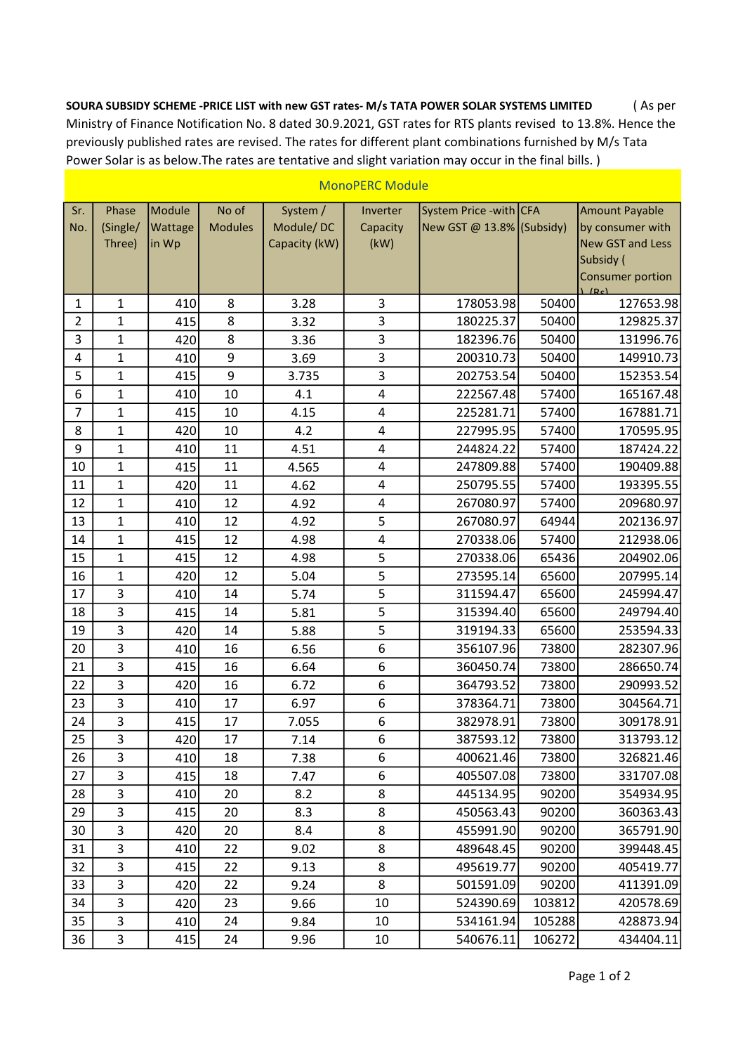**SOURA SUBSIDY SCHEME -PRICE LIST with new GST rates- M/s TATA POWER SOLAR SYSTEMS LIMITED** ( As per Ministry of Finance Notification No. 8 dated 30.9.2021, GST rates for RTS plants revised to 13.8%. Hence the previously published rates are revised. The rates for different plant combinations furnished by M/s Tata Power Solar is as below.The rates are tentative and slight variation may occur in the final bills. )

| MonoPERC Module | | | | | | | | |
|---|---|---|---|---|---|---|---|---|
| Sr. No. | Phase (Single/ Three) | Module Wattage in Wp | No of Modules | System / Module/ DC Capacity (kW) | Inverter Capacity (kW) | System Price -with New GST @ 13.8% | CFA (Subsidy) | Amount Payable by consumer with New GST and Less Subsidy ( Consumer portion ) (Rs) |
| 1 | 1 | 410 | 8 | 3.28 | 3 | 178053.98 | 50400 | 127653.98 |
| 2 | 1 | 415 | 8 | 3.32 | 3 | 180225.37 | 50400 | 129825.37 |
| 3 | 1 | 420 | 8 | 3.36 | 3 | 182396.76 | 50400 | 131996.76 |
| 4 | 1 | 410 | 9 | 3.69 | 3 | 200310.73 | 50400 | 149910.73 |
| 5 | 1 | 415 | 9 | 3.735 | 3 | 202753.54 | 50400 | 152353.54 |
| 6 | 1 | 410 | 10 | 4.1 | 4 | 222567.48 | 57400 | 165167.48 |
| 7 | 1 | 415 | 10 | 4.15 | 4 | 225281.71 | 57400 | 167881.71 |
| 8 | 1 | 420 | 10 | 4.2 | 4 | 227995.95 | 57400 | 170595.95 |
| 9 | 1 | 410 | 11 | 4.51 | 4 | 244824.22 | 57400 | 187424.22 |
| 10 | 1 | 415 | 11 | 4.565 | 4 | 247809.88 | 57400 | 190409.88 |
| 11 | 1 | 420 | 11 | 4.62 | 4 | 250795.55 | 57400 | 193395.55 |
| 12 | 1 | 410 | 12 | 4.92 | 4 | 267080.97 | 57400 | 209680.97 |
| 13 | 1 | 410 | 12 | 4.92 | 5 | 267080.97 | 64944 | 202136.97 |
| 14 | 1 | 415 | 12 | 4.98 | 4 | 270338.06 | 57400 | 212938.06 |
| 15 | 1 | 415 | 12 | 4.98 | 5 | 270338.06 | 65436 | 204902.06 |
| 16 | 1 | 420 | 12 | 5.04 | 5 | 273595.14 | 65600 | 207995.14 |
| 17 | 3 | 410 | 14 | 5.74 | 5 | 311594.47 | 65600 | 245994.47 |
| 18 | 3 | 415 | 14 | 5.81 | 5 | 315394.40 | 65600 | 249794.40 |
| 19 | 3 | 420 | 14 | 5.88 | 5 | 319194.33 | 65600 | 253594.33 |
| 20 | 3 | 410 | 16 | 6.56 | 6 | 356107.96 | 73800 | 282307.96 |
| 21 | 3 | 415 | 16 | 6.64 | 6 | 360450.74 | 73800 | 286650.74 |
| 22 | 3 | 420 | 16 | 6.72 | 6 | 364793.52 | 73800 | 290993.52 |
| 23 | 3 | 410 | 17 | 6.97 | 6 | 378364.71 | 73800 | 304564.71 |
| 24 | 3 | 415 | 17 | 7.055 | 6 | 382978.91 | 73800 | 309178.91 |
| 25 | 3 | 420 | 17 | 7.14 | 6 | 387593.12 | 73800 | 313793.12 |
| 26 | 3 | 410 | 18 | 7.38 | 6 | 400621.46 | 73800 | 326821.46 |
| 27 | 3 | 415 | 18 | 7.47 | 6 | 405507.08 | 73800 | 331707.08 |
| 28 | 3 | 410 | 20 | 8.2 | 8 | 445134.95 | 90200 | 354934.95 |
| 29 | 3 | 415 | 20 | 8.3 | 8 | 450563.43 | 90200 | 360363.43 |
| 30 | 3 | 420 | 20 | 8.4 | 8 | 455991.90 | 90200 | 365791.90 |
| 31 | 3 | 410 | 22 | 9.02 | 8 | 489648.45 | 90200 | 399448.45 |
| 32 | 3 | 415 | 22 | 9.13 | 8 | 495619.77 | 90200 | 405419.77 |
| 33 | 3 | 420 | 22 | 9.24 | 8 | 501591.09 | 90200 | 411391.09 |
| 34 | 3 | 420 | 23 | 9.66 | 10 | 524390.69 | 103812 | 420578.69 |
| 35 | 3 | 410 | 24 | 9.84 | 10 | 534161.94 | 105288 | 428873.94 |
| 36 | 3 | 415 | 24 | 9.96 | 10 | 540676.11 | 106272 | 434404.11 |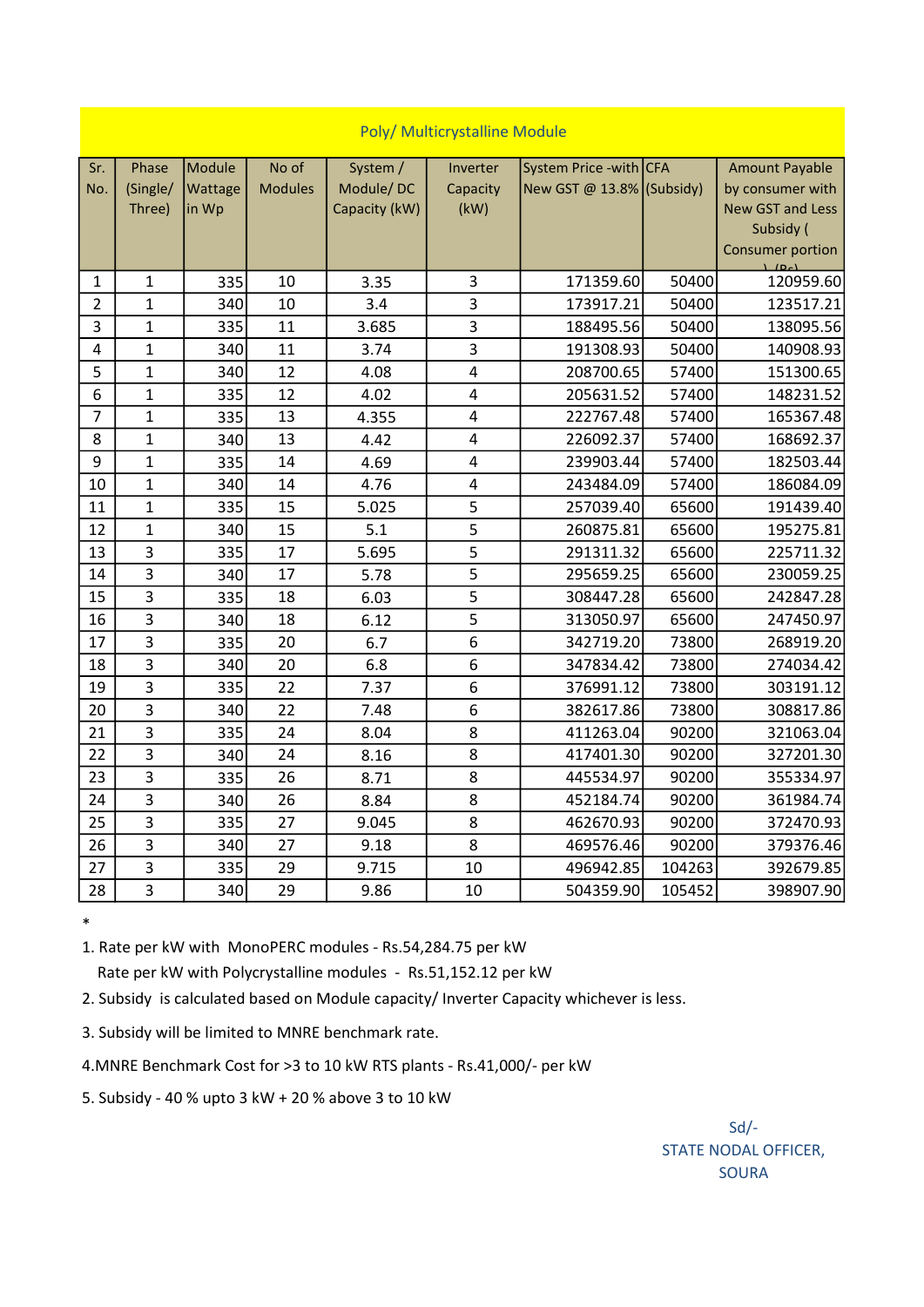| Poly/ Multicrystalline Module | | | | | | | | |
|---|---|---|---|---|---|---|---|---|
| Sr. No. | Phase (Single/ Three) | Module Wattage in Wp | No of Modules | System / Module/ DC Capacity (kW) | Inverter Capacity (kW) | System Price -with New GST @ 13.8% | CFA (Subsidy) | Amount Payable by consumer with New GST and Less Subsidy ( Consumer portion ) (Rs) |
| 1 | 1 | 335 | 10 | 3.35 | 3 | 171359.60 | 50400 | 120959.60 |
| 2 | 1 | 340 | 10 | 3.4 | 3 | 173917.21 | 50400 | 123517.21 |
| 3 | 1 | 335 | 11 | 3.685 | 3 | 188495.56 | 50400 | 138095.56 |
| 4 | 1 | 340 | 11 | 3.74 | 3 | 191308.93 | 50400 | 140908.93 |
| 5 | 1 | 340 | 12 | 4.08 | 4 | 208700.65 | 57400 | 151300.65 |
| 6 | 1 | 335 | 12 | 4.02 | 4 | 205631.52 | 57400 | 148231.52 |
| 7 | 1 | 335 | 13 | 4.355 | 4 | 222767.48 | 57400 | 165367.48 |
| 8 | 1 | 340 | 13 | 4.42 | 4 | 226092.37 | 57400 | 168692.37 |
| 9 | 1 | 335 | 14 | 4.69 | 4 | 239903.44 | 57400 | 182503.44 |
| 10 | 1 | 340 | 14 | 4.76 | 4 | 243484.09 | 57400 | 186084.09 |
| 11 | 1 | 335 | 15 | 5.025 | 5 | 257039.40 | 65600 | 191439.40 |
| 12 | 1 | 340 | 15 | 5.1 | 5 | 260875.81 | 65600 | 195275.81 |
| 13 | 3 | 335 | 17 | 5.695 | 5 | 291311.32 | 65600 | 225711.32 |
| 14 | 3 | 340 | 17 | 5.78 | 5 | 295659.25 | 65600 | 230059.25 |
| 15 | 3 | 335 | 18 | 6.03 | 5 | 308447.28 | 65600 | 242847.28 |
| 16 | 3 | 340 | 18 | 6.12 | 5 | 313050.97 | 65600 | 247450.97 |
| 17 | 3 | 335 | 20 | 6.7 | 6 | 342719.20 | 73800 | 268919.20 |
| 18 | 3 | 340 | 20 | 6.8 | 6 | 347834.42 | 73800 | 274034.42 |
| 19 | 3 | 335 | 22 | 7.37 | 6 | 376991.12 | 73800 | 303191.12 |
| 20 | 3 | 340 | 22 | 7.48 | 6 | 382617.86 | 73800 | 308817.86 |
| 21 | 3 | 335 | 24 | 8.04 | 8 | 411263.04 | 90200 | 321063.04 |
| 22 | 3 | 340 | 24 | 8.16 | 8 | 417401.30 | 90200 | 327201.30 |
| 23 | 3 | 335 | 26 | 8.71 | 8 | 445534.97 | 90200 | 355334.97 |
| 24 | 3 | 340 | 26 | 8.84 | 8 | 452184.74 | 90200 | 361984.74 |
| 25 | 3 | 335 | 27 | 9.045 | 8 | 462670.93 | 90200 | 372470.93 |
| 26 | 3 | 340 | 27 | 9.18 | 8 | 469576.46 | 90200 | 379376.46 |
| 27 | 3 | 335 | 29 | 9.715 | 10 | 496942.85 | 104263 | 392679.85 |
| 28 | 3 | 340 | 29 | 9.86 | 10 | 504359.90 | 105452 | 398907.90 |

*

1. Rate per kW with MonoPERC modules - Rs.54,284.75 per kW
   Rate per kW with Polycrystalline modules - Rs.51,152.12 per kW
2. Subsidy is calculated based on Module capacity/ Inverter Capacity whichever is less.
3. Subsidy will be limited to MNRE benchmark rate.
4. MNRE Benchmark Cost for >3 to 10 kW RTS plants - Rs.41,000/- per kW
5. Subsidy - 40 % upto 3 kW + 20 % above 3 to 10 kW

Sd/-
STATE NODAL OFFICER,
SOURA